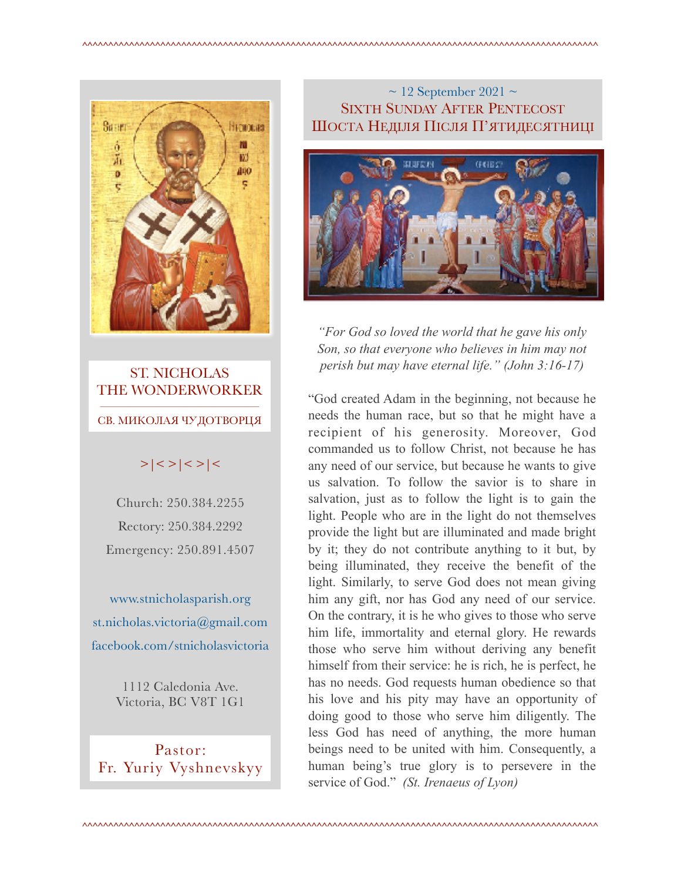# ST. NICHOLAS THE WONDERWORKER

СВ. МИКОЛАЯ ЧУДОТВОРЦЯ

>|<>|<>|<

Church: 250.384.2255

Rectory: 250.384.2292

Emergency: 250.891.4507

www.stnicholasparish.org

st.nicholas.victoria@gmail.com

facebook.com/stnicholasvictoria

1112 Caledonia Ave.
Victoria, BC V8T 1G1

Pastor:
Fr. Yuriy Vyshnevskyy

~ 12 September 2021 ~

## SIXTH SUNDAY AFTER PENTECOST
## ШОСТА НЕДІЛЯ ПІСЛЯ П'ЯТИДЕСЯТНИЦІ

*"For God so loved the world that he gave his only Son, so that everyone who believes in him may not perish but may have eternal life." (John 3:16-17)*

"God created Adam in the beginning, not because he needs the human race, but so that he might have a recipient of his generosity. Moreover, God commanded us to follow Christ, not because he has any need of our service, but because he wants to give us salvation. To follow the savior is to share in salvation, just as to follow the light is to gain the light. People who are in the light do not themselves provide the light but are illuminated and made bright by it; they do not contribute anything to it but, by being illuminated, they receive the benefit of the light. Similarly, to serve God does not mean giving him any gift, nor has God any need of our service. On the contrary, it is he who gives to those who serve him life, immortality and eternal glory. He rewards those who serve him without deriving any benefit himself from their service: he is rich, he is perfect, he has no needs. God requests human obedience so that his love and his pity may have an opportunity of doing good to those who serve him diligently. The less God has need of anything, the more human beings need to be united with him. Consequently, a human being's true glory is to persevere in the service of God." *(St. Irenaeus of Lyon)*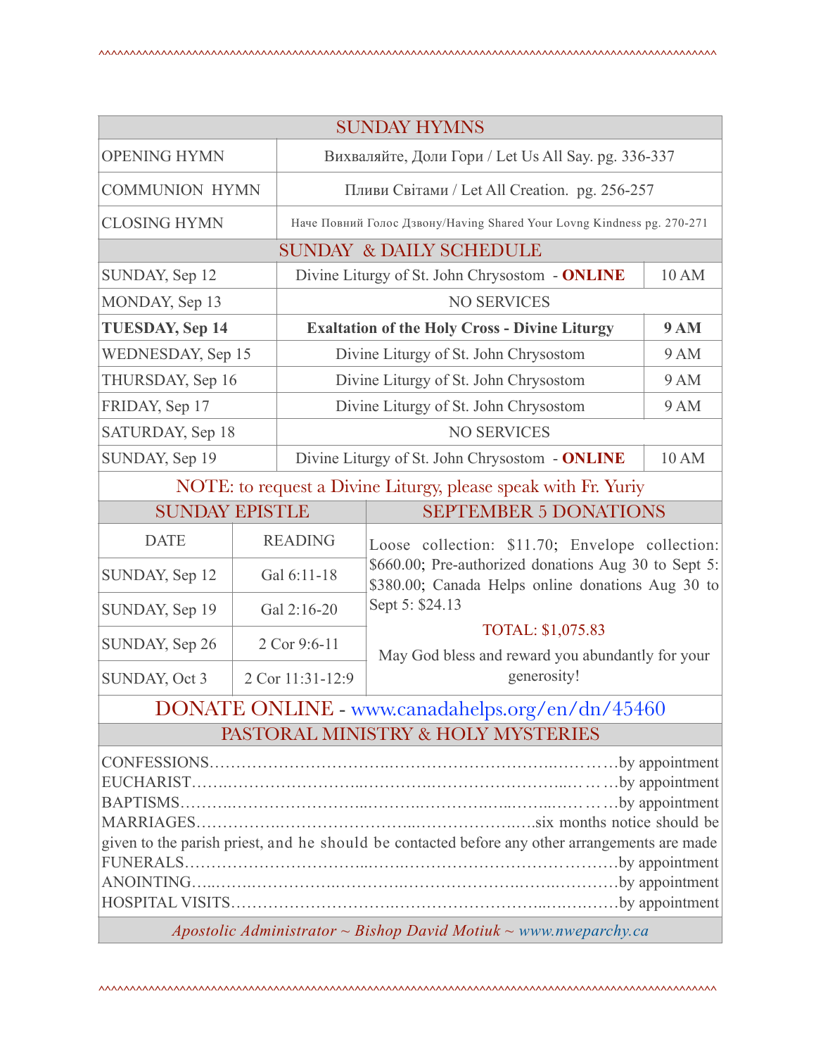## SUNDAY HYMNS

| | |
|---|---|
| OPENING HYMN | Вихваляйте, Доли Гори / Let Us All Say. pg. 336-337 |
| COMMUNION HYMN | Пливи Світами / Let All Creation. pg. 256-257 |
| CLOSING HYMN | Наче Повний Голос Дзвону/Having Shared Your Lovng Kindness pg. 270-271 |

## SUNDAY & DAILY SCHEDULE

| | | |
|---|---|---|
| SUNDAY, Sep 12 | Divine Liturgy of St. John Chrysostom - **ONLINE** | 10 AM |
| MONDAY, Sep 13 | NO SERVICES | |
| **TUESDAY, Sep 14** | **Exaltation of the Holy Cross - Divine Liturgy** | **9 AM** |
| WEDNESDAY, Sep 15 | Divine Liturgy of St. John Chrysostom | 9 AM |
| THURSDAY, Sep 16 | Divine Liturgy of St. John Chrysostom | 9 AM |
| FRIDAY, Sep 17 | Divine Liturgy of St. John Chrysostom | 9 AM |
| SATURDAY, Sep 18 | NO SERVICES | |
| SUNDAY, Sep 19 | Divine Liturgy of St. John Chrysostom - **ONLINE** | 10 AM |

NOTE: to request a Divine Liturgy, please speak with Fr. Yuriy

## SUNDAY EPISTLE

| DATE | READING |
|---|---|
| SUNDAY, Sep 12 | Gal 6:11-18 |
| SUNDAY, Sep 19 | Gal 2:16-20 |
| SUNDAY, Sep 26 | 2 Cor 9:6-11 |
| SUNDAY, Oct 3 | 2 Cor 11:31-12:9 |

## SEPTEMBER 5 DONATIONS

Loose collection: $11.70; Envelope collection: $660.00; Pre-authorized donations Aug 30 to Sept 5: $380.00; Canada Helps online donations Aug 30 to Sept 5: $24.13

TOTAL: $1,075.83

May God bless and reward you abundantly for your generosity!

## DONATE ONLINE - www.canadahelps.org/en/dn/45460

## PASTORAL MINISTRY & HOLY MYSTERIES

CONFESSIONS……………………………………………………………by appointment
EUCHARIST………………………………………………………………by appointment
BAPTISMS…………………………………………………………………by appointment
MARRIAGES……………………………………………………six months notice should be given to the parish priest, and he should be contacted before any other arrangements are made
FUNERALS…………………………………………………………………by appointment
ANOINTING………………………………………………………………by appointment
HOSPITAL VISITS…………………………………………………………by appointment

*Apostolic Administrator ~ Bishop David Motiuk ~ www.nweparchy.ca*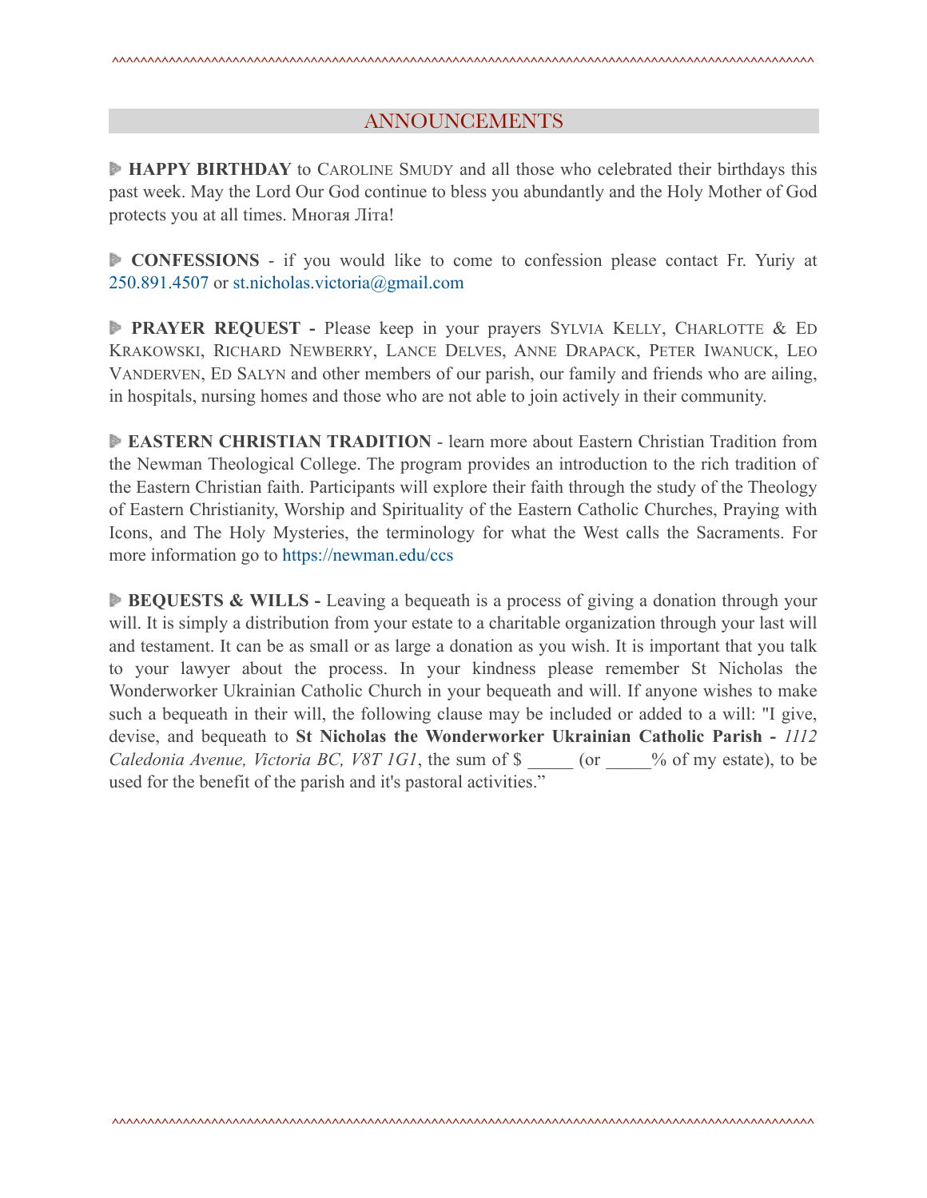## ANNOUNCEMENTS

**HAPPY BIRTHDAY** to Caroline Smudy and all those who celebrated their birthdays this past week. May the Lord Our God continue to bless you abundantly and the Holy Mother of God protects you at all times. Многая Літа!

**CONFESSIONS** - if you would like to come to confession please contact Fr. Yuriy at 250.891.4507 or st.nicholas.victoria@gmail.com

**PRAYER REQUEST -** Please keep in your prayers Sylvia Kelly, Charlotte & Ed Krakowski, Richard Newberry, Lance Delves, Anne Drapack, Peter Iwanuck, Leo Vanderven, Ed Salyn and other members of our parish, our family and friends who are ailing, in hospitals, nursing homes and those who are not able to join actively in their community.

**EASTERN CHRISTIAN TRADITION** - learn more about Eastern Christian Tradition from the Newman Theological College. The program provides an introduction to the rich tradition of the Eastern Christian faith. Participants will explore their faith through the study of the Theology of Eastern Christianity, Worship and Spirituality of the Eastern Catholic Churches, Praying with Icons, and The Holy Mysteries, the terminology for what the West calls the Sacraments. For more information go to https://newman.edu/ccs

**BEQUESTS & WILLS -** Leaving a bequeath is a process of giving a donation through your will. It is simply a distribution from your estate to a charitable organization through your last will and testament. It can be as small or as large a donation as you wish. It is important that you talk to your lawyer about the process. In your kindness please remember St Nicholas the Wonderworker Ukrainian Catholic Church in your bequeath and will. If anyone wishes to make such a bequeath in their will, the following clause may be included or added to a will: "I give, devise, and bequeath to **St Nicholas the Wonderworker Ukrainian Catholic Parish -** *1112 Caledonia Avenue, Victoria BC, V8T 1G1*, the sum of $ _____ (or _____% of my estate), to be used for the benefit of the parish and it's pastoral activities."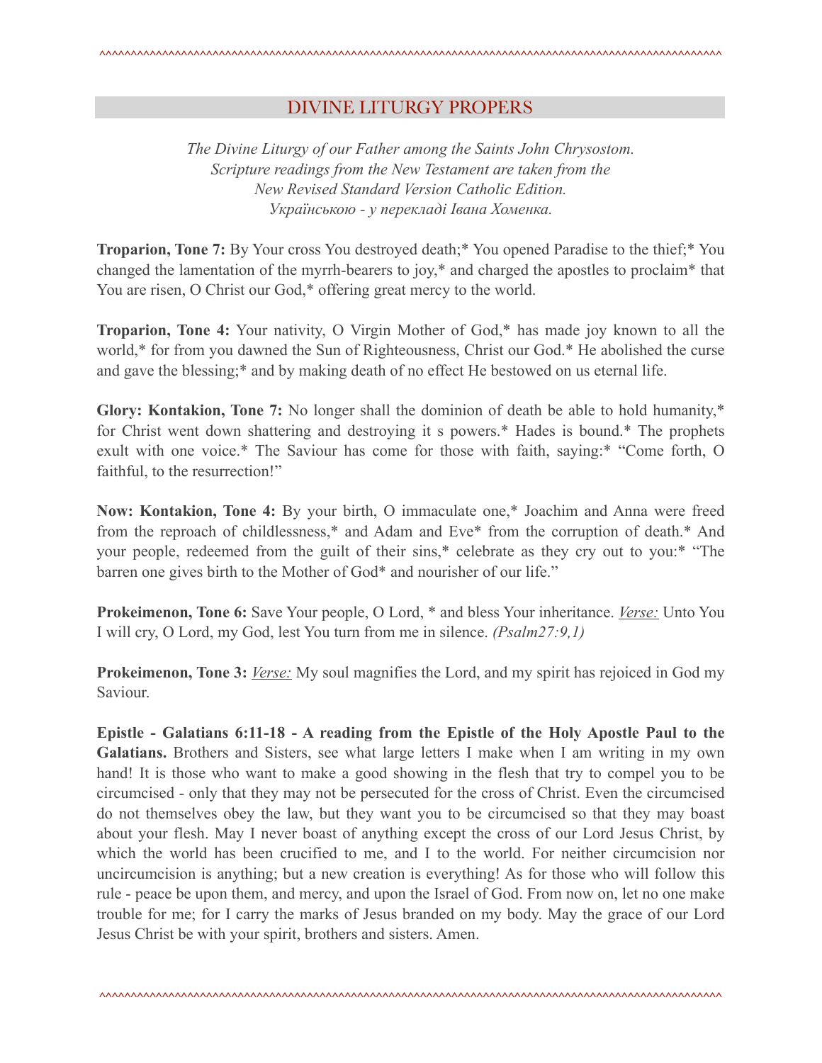## DIVINE LITURGY PROPERS

*The Divine Liturgy of our Father among the Saints John Chrysostom.*
*Scripture readings from the New Testament are taken from the*
*New Revised Standard Version Catholic Edition.*
*Українською - у перекладі Івана Хоменка.*

**Troparion, Tone 7:** By Your cross You destroyed death;* You opened Paradise to the thief;* You changed the lamentation of the myrrh-bearers to joy,* and charged the apostles to proclaim* that You are risen, O Christ our God,* offering great mercy to the world.

**Troparion, Tone 4:** Your nativity, O Virgin Mother of God,* has made joy known to all the world,* for from you dawned the Sun of Righteousness, Christ our God.* He abolished the curse and gave the blessing;* and by making death of no effect He bestowed on us eternal life.

**Glory: Kontakion, Tone 7:** No longer shall the dominion of death be able to hold humanity,* for Christ went down shattering and destroying it s powers.* Hades is bound.* The prophets exult with one voice.* The Saviour has come for those with faith, saying:* "Come forth, O faithful, to the resurrection!"

**Now: Kontakion, Tone 4:** By your birth, O immaculate one,* Joachim and Anna were freed from the reproach of childlessness,* and Adam and Eve* from the corruption of death.* And your people, redeemed from the guilt of their sins,* celebrate as they cry out to you:* "The barren one gives birth to the Mother of God* and nourisher of our life."

**Prokeimenon, Tone 6:** Save Your people, O Lord, * and bless Your inheritance. *Verse:* Unto You I will cry, O Lord, my God, lest You turn from me in silence. *(Psalm27:9,1)*

**Prokeimenon, Tone 3:** *Verse:* My soul magnifies the Lord, and my spirit has rejoiced in God my Saviour.

**Epistle - Galatians 6:11-18 - A reading from the Epistle of the Holy Apostle Paul to the Galatians.** Brothers and Sisters, see what large letters I make when I am writing in my own hand! It is those who want to make a good showing in the flesh that try to compel you to be circumcised - only that they may not be persecuted for the cross of Christ. Even the circumcised do not themselves obey the law, but they want you to be circumcised so that they may boast about your flesh. May I never boast of anything except the cross of our Lord Jesus Christ, by which the world has been crucified to me, and I to the world. For neither circumcision nor uncircumcision is anything; but a new creation is everything! As for those who will follow this rule - peace be upon them, and mercy, and upon the Israel of God. From now on, let no one make trouble for me; for I carry the marks of Jesus branded on my body. May the grace of our Lord Jesus Christ be with your spirit, brothers and sisters. Amen.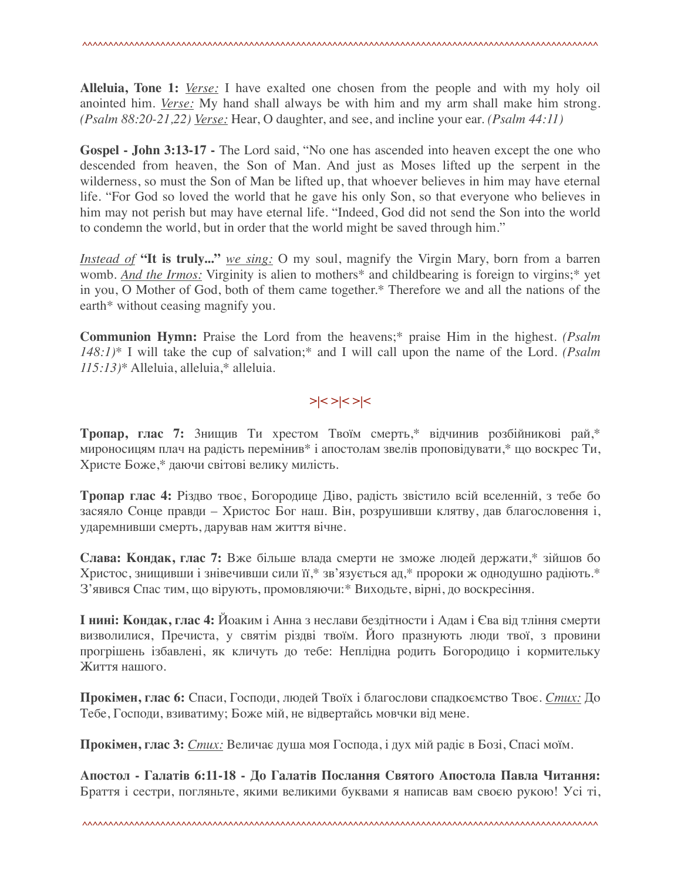**Alleluia, Tone 1:** _Verse:_ I have exalted one chosen from the people and with my holy oil anointed him. _Verse:_ My hand shall always be with him and my arm shall make him strong. *(Psalm 88:20-21,22)* _Verse:_ Hear, O daughter, and see, and incline your ear. *(Psalm 44:11)*

**Gospel - John 3:13-17 -** The Lord said, "No one has ascended into heaven except the one who descended from heaven, the Son of Man. And just as Moses lifted up the serpent in the wilderness, so must the Son of Man be lifted up, that whoever believes in him may have eternal life. "For God so loved the world that he gave his only Son, so that everyone who believes in him may not perish but may have eternal life. "Indeed, God did not send the Son into the world to condemn the world, but in order that the world might be saved through him."

_Instead of_ **"It is truly..."** _we sing:_ O my soul, magnify the Virgin Mary, born from a barren womb. _And the Irmos:_ Virginity is alien to mothers* and childbearing is foreign to virgins;* yet in you, O Mother of God, both of them came together.* Therefore we and all the nations of the earth* without ceasing magnify you.

**Communion Hymn:** Praise the Lord from the heavens;* praise Him in the highest. *(Psalm 148:1)** I will take the cup of salvation;* and I will call upon the name of the Lord. *(Psalm 115:13)** Alleluia, alleluia,* alleluia.

>|< >|< >|<

**Тропар, глас 7:** Знищив Ти хрестом Твоїм смерть,* відчинив розбійникові рай,* мироносицям плач на радість перемінив* і апостолам звелів проповідувати,* що воскрес Ти, Христе Боже,* даючи світові велику милість.

**Тропар глас 4:** Різдво твоє, Богородице Діво, радість звістило всій вселенній, з тебе бо засяяло Сонце правди – Христос Бог наш. Він, розрушивши клятву, дав благословення і, ударемнивши смерть, дарував нам життя вічне.

**Слава: Кондак, глас 7:** Вже більше влада смерти не зможе людей держати,* зійшов бо Христос, знищивши і знівечивши сили її,* зв'язується ад,* пророки ж однодушно радіють.* З'явився Спас тим, що вірують, промовляючи:* Виходьте, вірні, до воскресіння.

**І нині: Кондак, глас 4:** Йоаким і Анна з неслави бездітности і Адам і Єва від тління смерти визволилися, Пречиста, у святім різдві твоїм. Його празнують люди твої, з провини прогрішень ізбавлені, як кличуть до тебе: Неплідна родить Богородицю і кормительку Життя нашого.

**Прокімен, глас 6:** Спаси, Господи, людей Твоїх і благослови спадкоємство Твоє. _Стих:_ До Тебе, Господи, взиватиму; Боже мій, не відвертайсь мовчки від мене.

**Прокімен, глас 3:** _Стих:_ Величає душа моя Господа, і дух мій радіє в Бозі, Спасі моїм.

**Апостол - Галатів 6:11-18 - До Галатів Послання Святого Апостола Павла Читання:** Браття і сестри, погляньте, якими великими буквами я написав вам своєю рукою! Усі ті,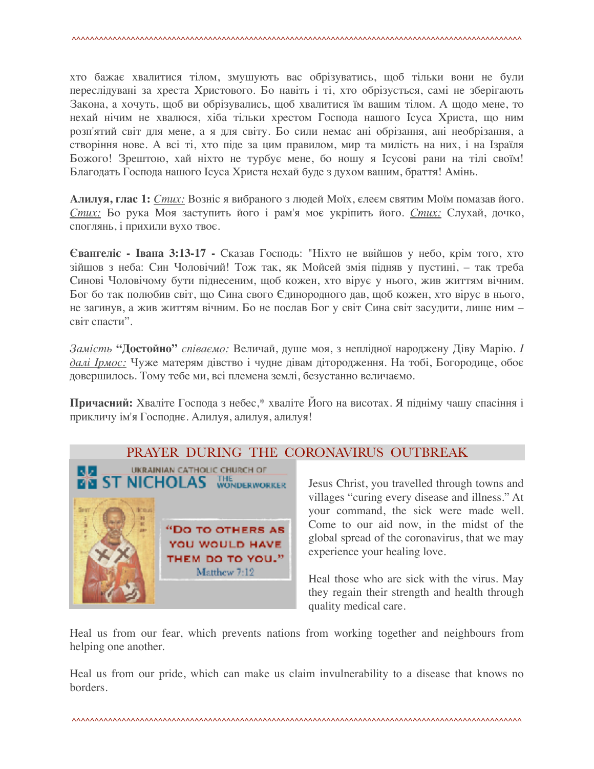хто бажає хвалитися тілом, змушують вас обрізуватись, щоб тільки вони не були переслідувані за хреста Христового. Бо навіть і ті, хто обрізується, самі не зберігають Закона, а хочуть, щоб ви обрізувались, щоб хвалитися їм вашим тілом. А щодо мене, то нехай нічим не хвалюся, хіба тільки хрестом Господа нашого Ісуса Христа, що ним розп'ятий світ для мене, а я для світу. Бо сили немає ані обрізання, ані необрізання, а створіння нове. А всі ті, хто піде за цим правилом, мир та милість на них, і на Ізраїля Божого! Зрештою, хай ніхто не турбує мене, бо ношу я Ісусові рани на тілі своїм! Благодать Господа нашого Ісуса Христа нехай буде з духом вашим, браття! Амінь.

**Алилуя, глас 1:** *Стих:* Возніс я вибраного з людей Моїх, єлеєм святим Моїм помазав його. *Стих:* Бо рука Моя заступить його і рам'я моє укріпить його. *Стих:* Слухай, дочко, споглянь, і прихили вухо твоє.

**Євангеліє - Івана 3:13-17 -** Сказав Господь: "Ніхто не ввійшов у небо, крім того, хто зійшов з неба: Син Чоловічий! Тож так, як Мойсей змія підняв у пустині, – так треба Синові Чоловічому бути піднесеним, щоб кожен, хто вірує у нього, жив життям вічним. Бог бо так полюбив світ, що Сина свого Єдинородного дав, щоб кожен, хто вірує в нього, не загинув, а жив життям вічним. Бо не послав Бог у світ Сина світ засудити, лише ним – світ спасти".

*Замість* **"Достойно"** *співаємо:* Величай, душе моя, з неплідної народжену Діву Марію. *І далі Ірмос:* Чуже матерям дівство і чудне дівам дітородження. На тобі, Богородице, обоє довершилось. Тому тебе ми, всі племена землі, безустанно величаємо.

**Причасний:** Хваліте Господа з небес,* хваліте Його на висотах. Я підніму чашу спасіння і прикличу ім'я Господнє. Алилуя, алилуя, алилуя!

## PRAYER DURING THE CORONAVIRUS OUTBREAK

UKRAINIAN CATHOLIC CHURCH OF ST NICHOLAS THE WONDERWORKER

"DO TO OTHERS AS YOU WOULD HAVE THEM DO TO YOU." Matthew 7:12

Jesus Christ, you travelled through towns and villages "curing every disease and illness." At your command, the sick were made well. Come to our aid now, in the midst of the global spread of the coronavirus, that we may experience your healing love.

Heal those who are sick with the virus. May they regain their strength and health through quality medical care.

Heal us from our fear, which prevents nations from working together and neighbours from helping one another.

Heal us from our pride, which can make us claim invulnerability to a disease that knows no borders.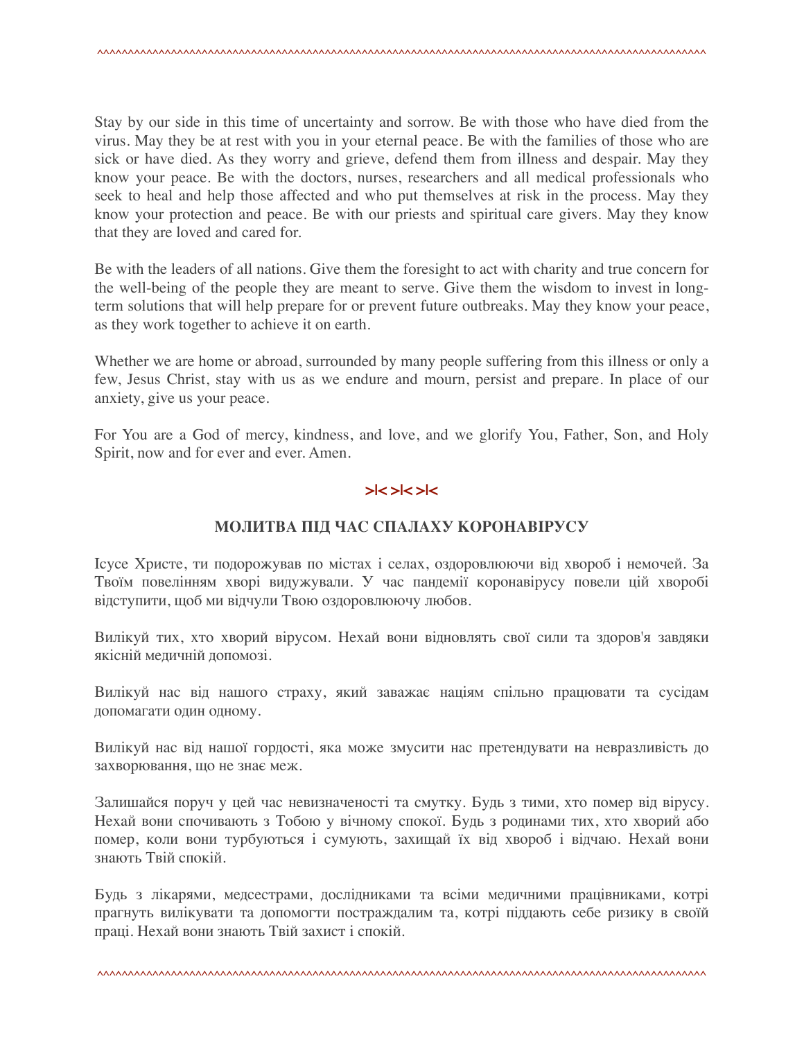Stay by our side in this time of uncertainty and sorrow. Be with those who have died from the virus. May they be at rest with you in your eternal peace. Be with the families of those who are sick or have died. As they worry and grieve, defend them from illness and despair. May they know your peace. Be with the doctors, nurses, researchers and all medical professionals who seek to heal and help those affected and who put themselves at risk in the process. May they know your protection and peace. Be with our priests and spiritual care givers. May they know that they are loved and cared for.

Be with the leaders of all nations. Give them the foresight to act with charity and true concern for the well-being of the people they are meant to serve. Give them the wisdom to invest in long-term solutions that will help prepare for or prevent future outbreaks. May they know your peace, as they work together to achieve it on earth.

Whether we are home or abroad, surrounded by many people suffering from this illness or only a few, Jesus Christ, stay with us as we endure and mourn, persist and prepare. In place of our anxiety, give us your peace.

For You are a God of mercy, kindness, and love, and we glorify You, Father, Son, and Holy Spirit, now and for ever and ever. Amen.

>|< >|< >|<

## МОЛИТВА ПІД ЧАС СПАЛАХУ КОРОНАВІРУСУ

Ісусе Христе, ти подорожував по містах і селах, оздоровлюючи від хвороб і немочей. За Твоїм повелінням хворі видужували. У час пандемії коронавірусу повели цій хворобі відступити, щоб ми відчули Твою оздоровлюючу любов.

Вилікуй тих, хто хворий вірусом. Нехай вони відновлять свої сили та здоров'я завдяки якісній медичній допомозі.

Вилікуй нас від нашого страху, який заважає націям спільно працювати та сусідам допомагати один одному.

Вилікуй нас від нашої гордості, яка може змусити нас претендувати на невразливість до захворювання, що не знає меж.

Залишайся поруч у цей час невизначеності та смутку. Будь з тими, хто помер від вірусу. Нехай вони спочивають з Тобою у вічному спокої. Будь з родинами тих, хто хворий або помер, коли вони турбуються і сумують, захищай їх від хвороб і відчаю. Нехай вони знають Твій спокій.

Будь з лікарями, медсестрами, дослідниками та всіми медичними працівниками, котрі прагнуть вилікувати та допомогти постраждалим та, котрі піддають себе ризику в своїй праці. Нехай вони знають Твій захист і спокій.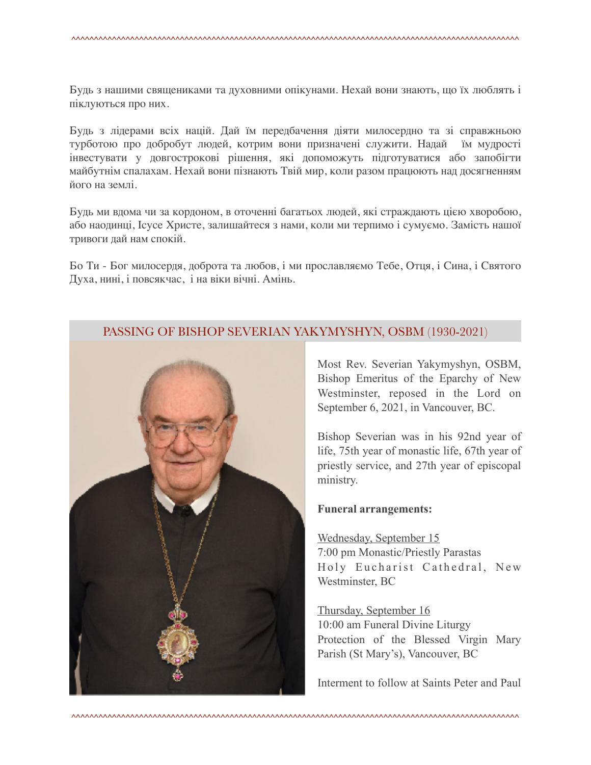Будь з нашими священиками та духовними опікунами. Нехай вони знають, що їх люблять і піклуються про них.

Будь з лідерами всіх націй. Дай їм передбачення діяти милосердно та зі справжньою турботою про добробут людей, котрим вони призначені служити. Надай їм мудрості інвестувати у довгострокові рішення, які допоможуть підготуватися або запобігти майбутнім спалахам. Нехай вони пізнають Твій мир, коли разом працюють над досягненням його на землі.

Будь ми вдома чи за кордоном, в оточенні багатьох людей, які страждають цією хворобою, або наодинці, Ісусе Христе, залишайтеся з нами, коли ми терпимо і сумуємо. Замість нашої тривоги дай нам спокій.

Бо Ти - Бог милосердя, доброта та любов, і ми прославляємо Тебе, Отця, і Сина, і Святого Духа, нині, і повсякчас, і на віки вічні. Амінь.

## PASSING OF BISHOP SEVERIAN YAKYMYSHYN, OSBM (1930-2021)

Most Rev. Severian Yakymyshyn, OSBM, Bishop Emeritus of the Eparchy of New Westminster, reposed in the Lord on September 6, 2021, in Vancouver, BC.

Bishop Severian was in his 92nd year of life, 75th year of monastic life, 67th year of priestly service, and 27th year of episcopal ministry.

**Funeral arrangements:**

Wednesday, September 15
7:00 pm Monastic/Priestly Parastas
Holy Eucharist Cathedral, New Westminster, BC

Thursday, September 16
10:00 am Funeral Divine Liturgy
Protection of the Blessed Virgin Mary Parish (St Mary's), Vancouver, BC

Interment to follow at Saints Peter and Paul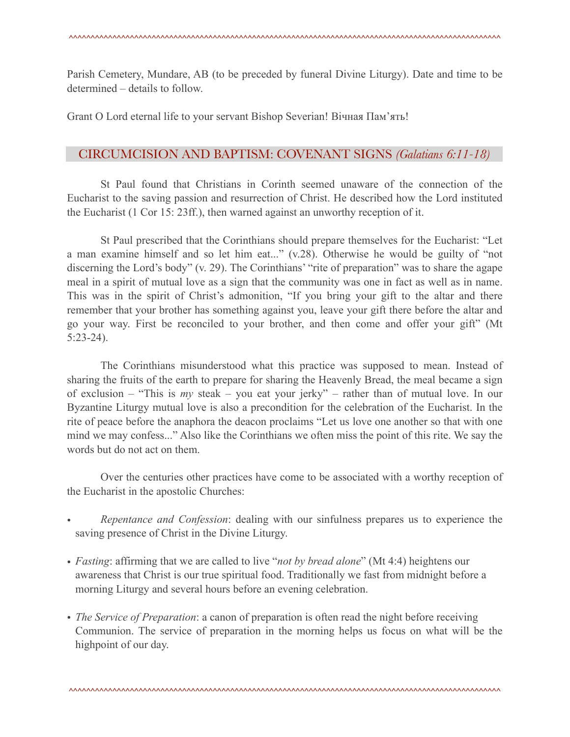Parish Cemetery, Mundare, AB (to be preceded by funeral Divine Liturgy). Date and time to be determined – details to follow.

Grant O Lord eternal life to your servant Bishop Severian! Вічная Пам'ять!

## CIRCUMCISION AND BAPTISM: COVENANT SIGNS *(Galatians 6:11-18)*

St Paul found that Christians in Corinth seemed unaware of the connection of the Eucharist to the saving passion and resurrection of Christ. He described how the Lord instituted the Eucharist (1 Cor 15: 23ff.), then warned against an unworthy reception of it.

St Paul prescribed that the Corinthians should prepare themselves for the Eucharist: "Let a man examine himself and so let him eat..." (v.28). Otherwise he would be guilty of "not discerning the Lord's body" (v. 29). The Corinthians' "rite of preparation" was to share the agape meal in a spirit of mutual love as a sign that the community was one in fact as well as in name. This was in the spirit of Christ's admonition, "If you bring your gift to the altar and there remember that your brother has something against you, leave your gift there before the altar and go your way. First be reconciled to your brother, and then come and offer your gift" (Mt 5:23-24).

The Corinthians misunderstood what this practice was supposed to mean. Instead of sharing the fruits of the earth to prepare for sharing the Heavenly Bread, the meal became a sign of exclusion – "This is *my* steak – you eat your jerky" – rather than of mutual love. In our Byzantine Liturgy mutual love is also a precondition for the celebration of the Eucharist. In the rite of peace before the anaphora the deacon proclaims "Let us love one another so that with one mind we may confess..." Also like the Corinthians we often miss the point of this rite. We say the words but do not act on them.

Over the centuries other practices have come to be associated with a worthy reception of the Eucharist in the apostolic Churches:

- *Repentance and Confession*: dealing with our sinfulness prepares us to experience the saving presence of Christ in the Divine Liturgy.
- *Fasting*: affirming that we are called to live "*not by bread alone*" (Mt 4:4) heightens our awareness that Christ is our true spiritual food. Traditionally we fast from midnight before a morning Liturgy and several hours before an evening celebration.
- *The Service of Preparation*: a canon of preparation is often read the night before receiving Communion. The service of preparation in the morning helps us focus on what will be the highpoint of our day.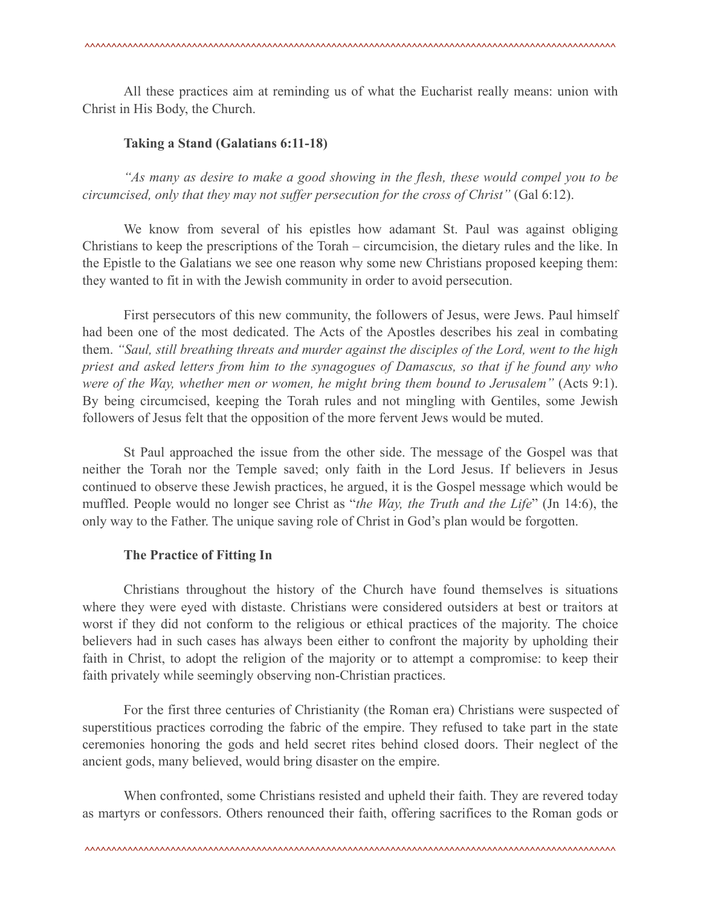All these practices aim at reminding us of what the Eucharist really means: union with Christ in His Body, the Church.

**Taking a Stand (Galatians 6:11-18)**

*"As many as desire to make a good showing in the flesh, these would compel you to be circumcised, only that they may not suffer persecution for the cross of Christ"* (Gal 6:12).

We know from several of his epistles how adamant St. Paul was against obliging Christians to keep the prescriptions of the Torah – circumcision, the dietary rules and the like. In the Epistle to the Galatians we see one reason why some new Christians proposed keeping them: they wanted to fit in with the Jewish community in order to avoid persecution.

First persecutors of this new community, the followers of Jesus, were Jews. Paul himself had been one of the most dedicated. The Acts of the Apostles describes his zeal in combating them. *"Saul, still breathing threats and murder against the disciples of the Lord, went to the high priest and asked letters from him to the synagogues of Damascus, so that if he found any who were of the Way, whether men or women, he might bring them bound to Jerusalem"* (Acts 9:1). By being circumcised, keeping the Torah rules and not mingling with Gentiles, some Jewish followers of Jesus felt that the opposition of the more fervent Jews would be muted.

St Paul approached the issue from the other side. The message of the Gospel was that neither the Torah nor the Temple saved; only faith in the Lord Jesus. If believers in Jesus continued to observe these Jewish practices, he argued, it is the Gospel message which would be muffled. People would no longer see Christ as "*the Way, the Truth and the Life*" (Jn 14:6), the only way to the Father. The unique saving role of Christ in God's plan would be forgotten.

**The Practice of Fitting In**

Christians throughout the history of the Church have found themselves is situations where they were eyed with distaste. Christians were considered outsiders at best or traitors at worst if they did not conform to the religious or ethical practices of the majority. The choice believers had in such cases has always been either to confront the majority by upholding their faith in Christ, to adopt the religion of the majority or to attempt a compromise: to keep their faith privately while seemingly observing non-Christian practices.

For the first three centuries of Christianity (the Roman era) Christians were suspected of superstitious practices corroding the fabric of the empire. They refused to take part in the state ceremonies honoring the gods and held secret rites behind closed doors. Their neglect of the ancient gods, many believed, would bring disaster on the empire.

When confronted, some Christians resisted and upheld their faith. They are revered today as martyrs or confessors. Others renounced their faith, offering sacrifices to the Roman gods or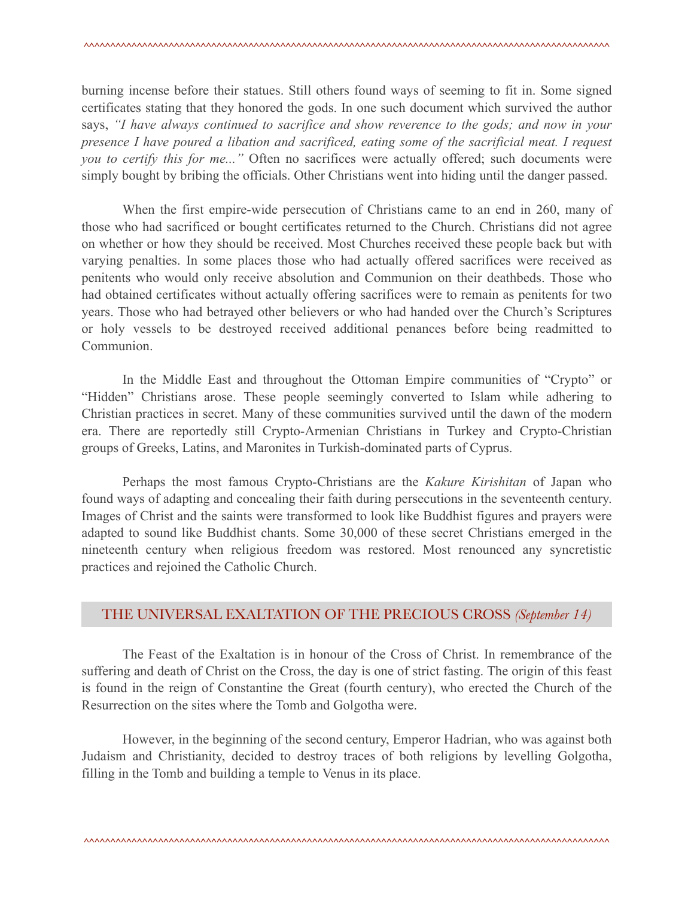burning incense before their statues. Still others found ways of seeming to fit in. Some signed certificates stating that they honored the gods. In one such document which survived the author says, *"I have always continued to sacrifice and show reverence to the gods; and now in your presence I have poured a libation and sacrificed, eating some of the sacrificial meat. I request you to certify this for me..."* Often no sacrifices were actually offered; such documents were simply bought by bribing the officials. Other Christians went into hiding until the danger passed.

When the first empire-wide persecution of Christians came to an end in 260, many of those who had sacrificed or bought certificates returned to the Church. Christians did not agree on whether or how they should be received. Most Churches received these people back but with varying penalties. In some places those who had actually offered sacrifices were received as penitents who would only receive absolution and Communion on their deathbeds. Those who had obtained certificates without actually offering sacrifices were to remain as penitents for two years. Those who had betrayed other believers or who had handed over the Church's Scriptures or holy vessels to be destroyed received additional penances before being readmitted to Communion.

In the Middle East and throughout the Ottoman Empire communities of "Crypto" or "Hidden" Christians arose. These people seemingly converted to Islam while adhering to Christian practices in secret. Many of these communities survived until the dawn of the modern era. There are reportedly still Crypto-Armenian Christians in Turkey and Crypto-Christian groups of Greeks, Latins, and Maronites in Turkish-dominated parts of Cyprus.

Perhaps the most famous Crypto-Christians are the *Kakure Kirishitan* of Japan who found ways of adapting and concealing their faith during persecutions in the seventeenth century. Images of Christ and the saints were transformed to look like Buddhist figures and prayers were adapted to sound like Buddhist chants. Some 30,000 of these secret Christians emerged in the nineteenth century when religious freedom was restored. Most renounced any syncretistic practices and rejoined the Catholic Church.

## THE UNIVERSAL EXALTATION OF THE PRECIOUS CROSS *(September 14)*

The Feast of the Exaltation is in honour of the Cross of Christ. In remembrance of the suffering and death of Christ on the Cross, the day is one of strict fasting. The origin of this feast is found in the reign of Constantine the Great (fourth century), who erected the Church of the Resurrection on the sites where the Tomb and Golgotha were.

However, in the beginning of the second century, Emperor Hadrian, who was against both Judaism and Christianity, decided to destroy traces of both religions by levelling Golgotha, filling in the Tomb and building a temple to Venus in its place.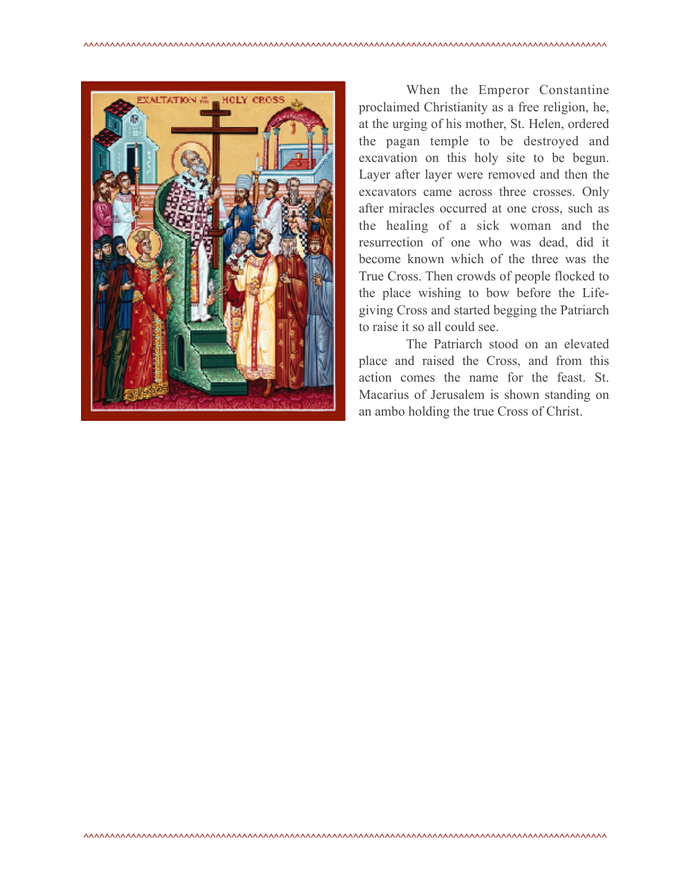When the Emperor Constantine proclaimed Christianity as a free religion, he, at the urging of his mother, St. Helen, ordered the pagan temple to be destroyed and excavation on this holy site to be begun. Layer after layer were removed and then the excavators came across three crosses. Only after miracles occurred at one cross, such as the healing of a sick woman and the resurrection of one who was dead, did it become known which of the three was the True Cross. Then crowds of people flocked to the place wishing to bow before the Life-giving Cross and started begging the Patriarch to raise it so all could see.

The Patriarch stood on an elevated place and raised the Cross, and from this action comes the name for the feast. St. Macarius of Jerusalem is shown standing on an ambo holding the true Cross of Christ.